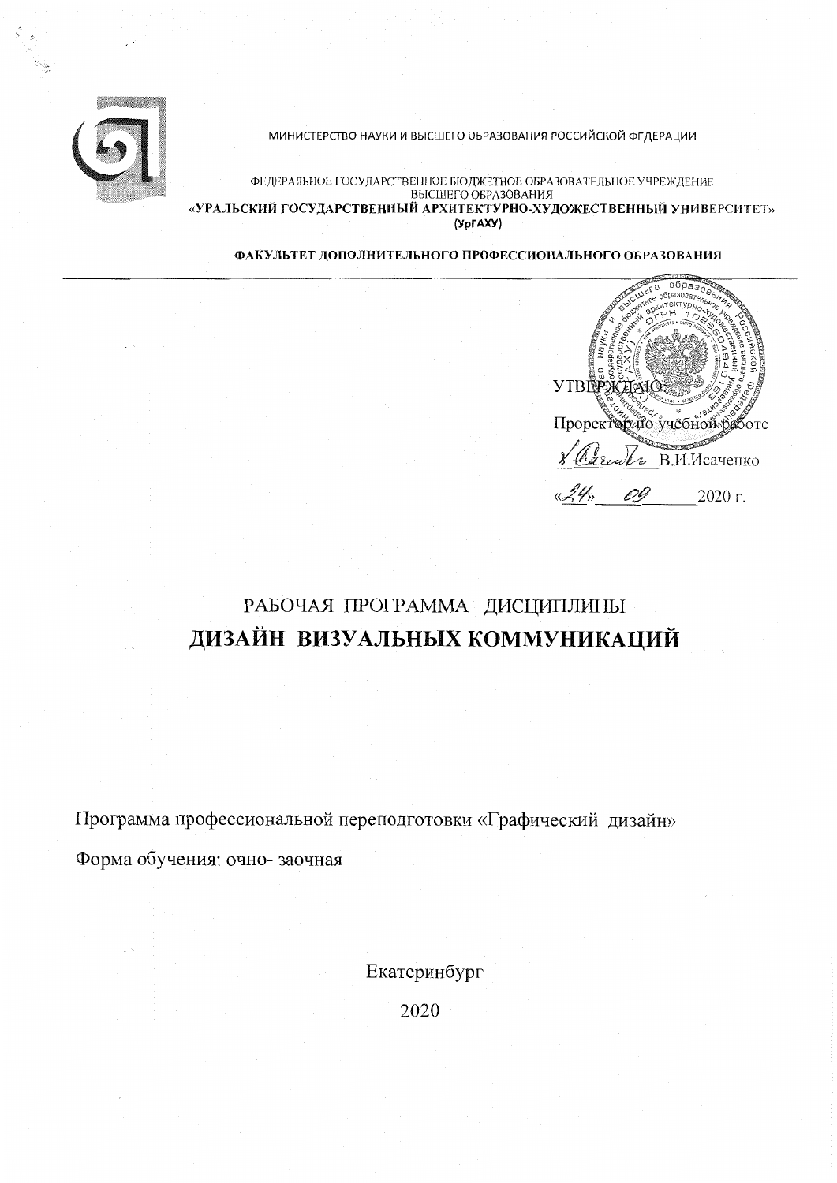МИНИСТЕРСТВО НАУКИ И ВЫСШЕГО ОБРАЗОВАНИЯ РОССИЙСКОЙ ФЕДЕРАЦИИ

ФЕДЕРАЛЬНОЕ ГОСУДАРСТВЕННОЕ БЮДЖЕТНОЕ ОБРАЗОВАТЕЛЬНОЕ УЧРЕЖДЕНИЕ
ВЫСШЕГО ОБРАЗОВАНИЯ
**«УРАЛЬСКИЙ ГОСУДАРСТВЕННЫЙ АРХИТЕКТУРНО-ХУДОЖЕСТВЕННЫЙ УНИВЕРСИТЕТ»**
**(УрГАХУ)**

**ФАКУЛЬТЕТ ДОПОЛНИТЕЛЬНОГО ПРОФЕССИОНАЛЬНОГО ОБРАЗОВАНИЯ**

---

УТВЕРЖДАЮ
Проректор по учебной работе
В.И.Исаченко
«24» 09 2020 г.

# РАБОЧАЯ ПРОГРАММА ДИСЦИПЛИНЫ
# ДИЗАЙН ВИЗУАЛЬНЫХ КОММУНИКАЦИЙ

Программа профессиональной переподготовки «Графический дизайн»

Форма обучения: очно- заочная

Екатеринбург

2020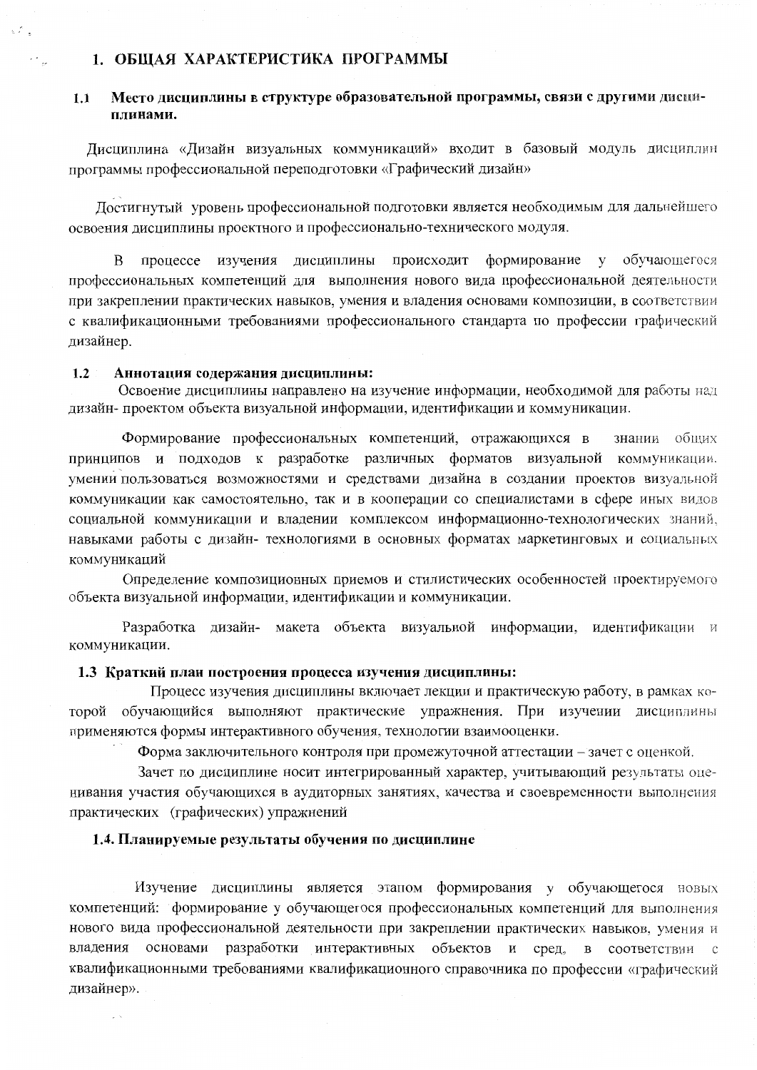# 1. ОБЩАЯ ХАРАКТЕРИСТИКА ПРОГРАММЫ

## 1.1 Место дисциплины в структуре образовательной программы, связи с другими дисциплинами.

Дисциплина «Дизайн визуальных коммуникаций» входит в базовый модуль дисциплин программы профессиональной переподготовки «Графический дизайн»

Достигнутый уровень профессиональной подготовки является необходимым для дальнейшего освоения дисциплины проектного и профессионально-технического модуля.

В процессе изучения дисциплины происходит формирование у обучающегося профессиональных компетенций для выполнения нового вида профессиональной деятельности при закреплении практических навыков, умения и владения основами композиции, в соответствии с квалификационными требованиями профессионального стандарта по профессии графический дизайнер.

## 1.2 Аннотация содержания дисциплины:

Освоение дисциплины направлено на изучение информации, необходимой для работы над дизайн- проектом объекта визуальной информации, идентификации и коммуникации.

Формирование профессиональных компетенций, отражающихся в знании общих принципов и подходов к разработке различных форматов визуальной коммуникации. умении пользоваться возможностями и средствами дизайна в создании проектов визуальной коммуникации как самостоятельно, так и в кооперации со специалистами в сфере иных видов социальной коммуникации и владении комплексом информационно-технологических знаний, навыками работы с дизайн- технологиями в основных форматах маркетинговых и социальных коммуникаций

Определение композиционных приемов и стилистических особенностей проектируемого объекта визуальной информации, идентификации и коммуникации.

Разработка дизайн- макета объекта визуальной информации, идентификации и коммуникации.

## 1.3 Краткий план построения процесса изучения дисциплины:

Процесс изучения дисциплины включает лекции и практическую работу, в рамках которой обучающийся выполняют практические упражнения. При изучении дисциплины применяются формы интерактивного обучения, технологии взаимооценки.

Форма заключительного контроля при промежуточной аттестации – зачет с оценкой.

Зачет по дисциплине носит интегрированный характер, учитывающий результаты оценивания участия обучающихся в аудиторных занятиях, качества и своевременности выполнения практических (графических) упражнений

## 1.4. Планируемые результаты обучения по дисциплине

Изучение дисциплины является этапом формирования у обучающегося новых компетенций: формирование у обучающегося профессиональных компетенций для выполнения нового вида профессиональной деятельности при закреплении практических навыков, умения и владения основами разработки интерактивных объектов и сред, в соответствии с квалификационными требованиями квалификационного справочника по профессии «графический дизайнер».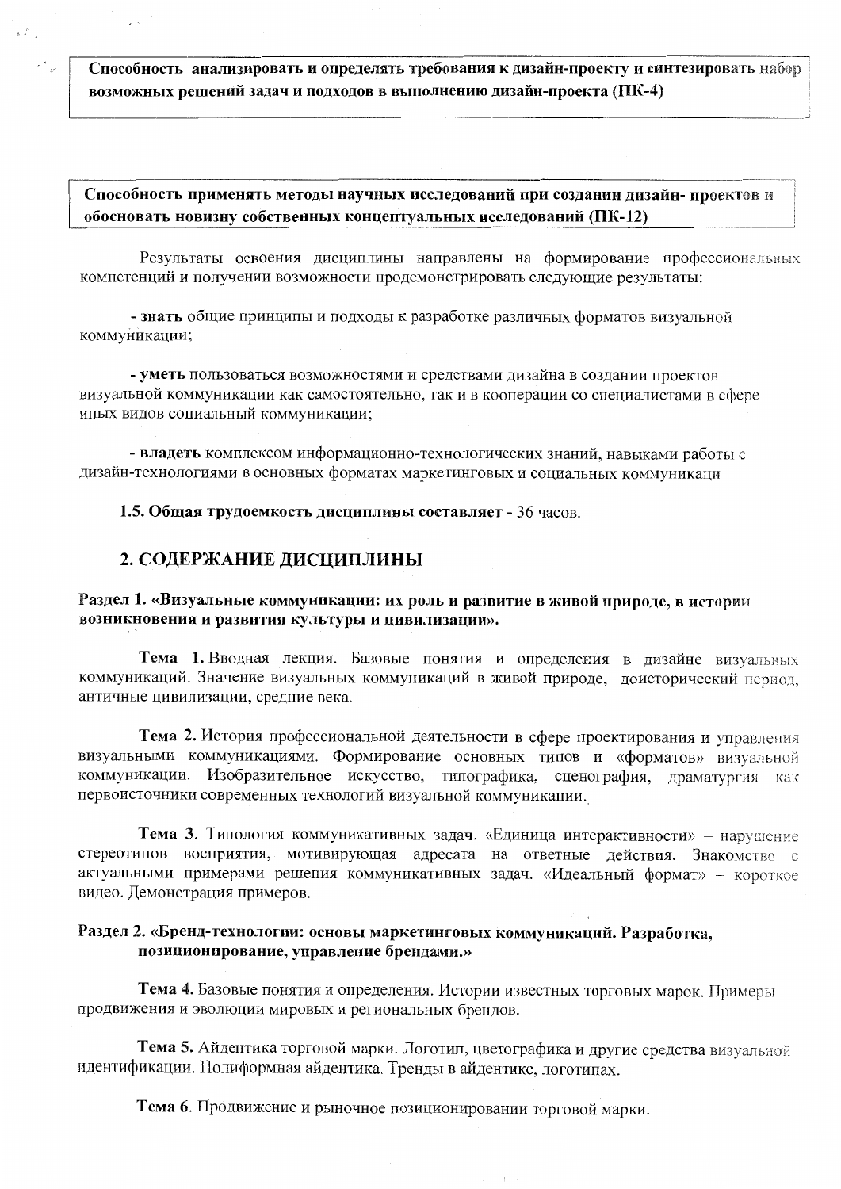**Способность анализировать и определять требования к дизайн-проекту и синтезировать набор возможных решений задач и подходов в выполнению дизайн-проекта (ПК-4)**

**Способность применять методы научных исследований при создании дизайн- проектов и обосновать новизну собственных концептуальных исследований (ПК-12)**

Результаты освоения дисциплины направлены на формирование профессиональных компетенций и получении возможности продемонстрировать следующие результаты:

- **знать** общие принципы и подходы к разработке различных форматов визуальной коммуникации;

- **уметь** пользоваться возможностями и средствами дизайна в создании проектов визуальной коммуникации как самостоятельно, так и в кооперации со специалистами в сфере иных видов социальный коммуникации;

- **владеть** комплексом информационно-технологических знаний, навыками работы с дизайн-технологиями в основных форматах маркетинговых и социальных коммуникаци

**1.5. Общая трудоемкость дисциплины составляет** - 36 часов.

## 2. СОДЕРЖАНИЕ ДИСЦИПЛИНЫ

### Раздел 1. «Визуальные коммуникации: их роль и развитие в живой природе, в истории возникновения и развития культуры и цивилизации».

**Тема 1.** Вводная лекция. Базовые понятия и определения в дизайне визуальных коммуникаций. Значение визуальных коммуникаций в живой природе, доисторический период, античные цивилизации, средние века.

**Тема 2.** История профессиональной деятельности в сфере проектирования и управления визуальными коммуникациями. Формирование основных типов и «форматов» визуальной коммуникации. Изобразительное искусство, типографика, сценография, драматургия как первоисточники современных технологий визуальной коммуникации.

**Тема 3**. Типология коммуникативных задач. «Единица интерактивности» – нарушение стереотипов восприятия, мотивирующая адресата на ответные действия. Знакомство с актуальными примерами решения коммуникативных задач. «Идеальный формат» – короткое видео. Демонстрация примеров.

### Раздел 2. «Бренд-технологии: основы маркетинговых коммуникаций. Разработка, позиционирование, управление брендами.»

**Тема 4.** Базовые понятия и определения. Истории известных торговых марок. Примеры продвижения и эволюции мировых и региональных брендов.

**Тема 5.** Айдентика торговой марки. Логотип, цветографика и другие средства визуальной идентификации. Полиформная айдентика. Тренды в айдентике, логотипах.

**Тема 6**. Продвижение и рыночное позиционировании торговой марки.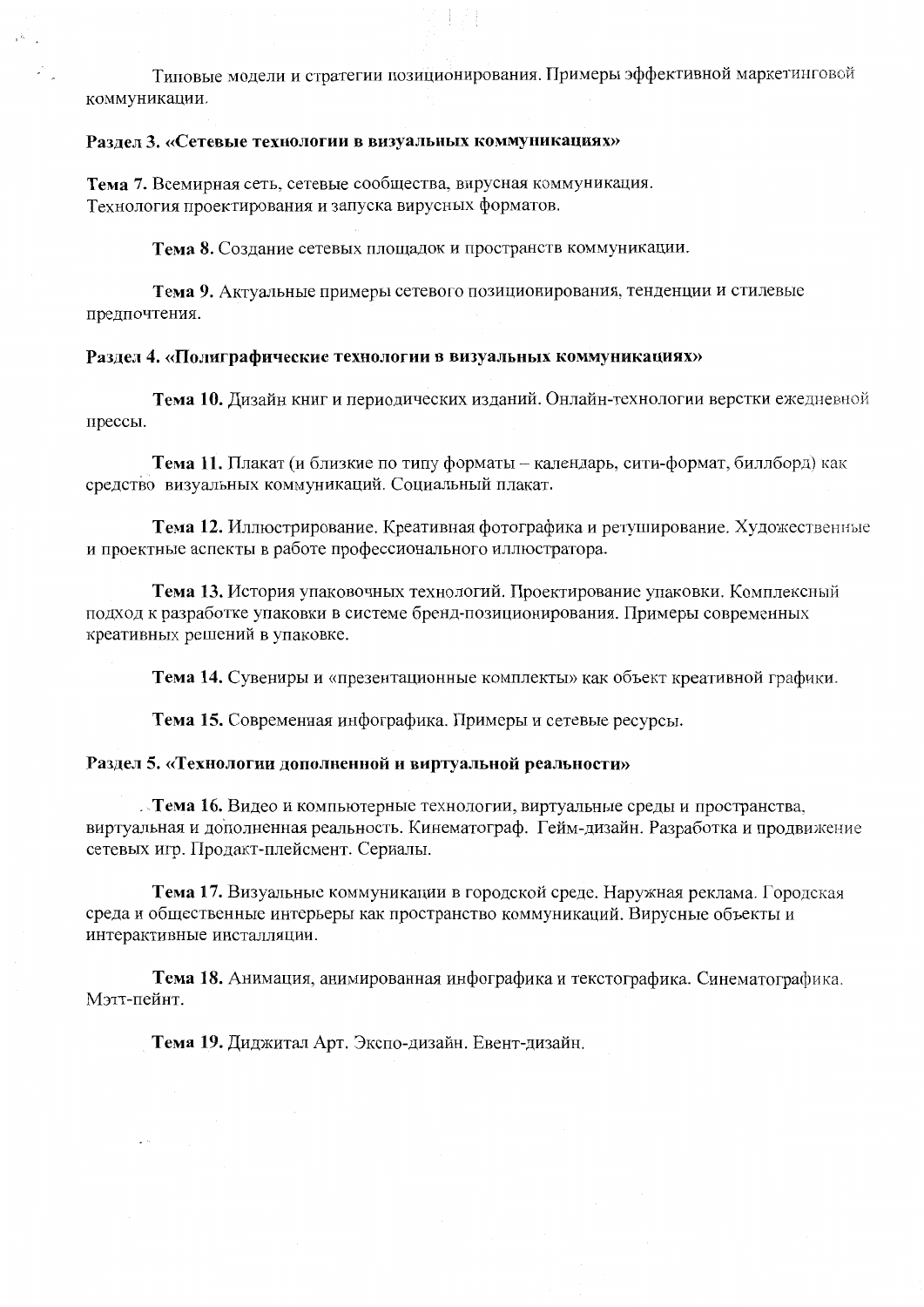Типовые модели и стратегии позиционирования. Примеры эффективной маркетинговой коммуникации.

**Раздел 3. «Сетевые технологии в визуальных коммуникациях»**

**Тема 7.** Всемирная сеть, сетевые сообщества, вирусная коммуникация. Технология проектирования и запуска вирусных форматов.

**Тема 8.** Создание сетевых площадок и пространств коммуникации.

**Тема 9.** Актуальные примеры сетевого позиционирования, тенденции и стилевые предпочтения.

**Раздел 4. «Полиграфические технологии в визуальных коммуникациях»**

**Тема 10.** Дизайн книг и периодических изданий. Онлайн-технологии верстки ежедневной прессы.

**Тема 11.** Плакат (и близкие по типу форматы – календарь, сити-формат, биллборд) как средство визуальных коммуникаций. Социальный плакат.

**Тема 12.** Иллюстрирование. Креативная фотографика и ретуширование. Художественные и проектные аспекты в работе профессионального иллюстратора.

**Тема 13.** История упаковочных технологий. Проектирование упаковки. Комплексный подход к разработке упаковки в системе бренд-позиционирования. Примеры современных креативных решений в упаковке.

**Тема 14.** Сувениры и «презентационные комплекты» как объект креативной графики.

**Тема 15.** Современная инфографика. Примеры и сетевые ресурсы.

**Раздел 5. «Технологии дополненной и виртуальной реальности»**

**Тема 16.** Видео и компьютерные технологии, виртуальные среды и пространства, виртуальная и дополненная реальность. Кинематограф. Гейм-дизайн. Разработка и продвижение сетевых игр. Продакт-плейсмент. Сериалы.

**Тема 17.** Визуальные коммуникации в городской среде. Наружная реклама. Городская среда и общественные интерьеры как пространство коммуникаций. Вирусные объекты и интерактивные инсталляции.

**Тема 18.** Анимация, анимированная инфографика и текстографика. Синематографика. Мэтт-пейнт.

**Тема 19.** Диджитал Арт. Експо-дизайн. Евент-дизайн.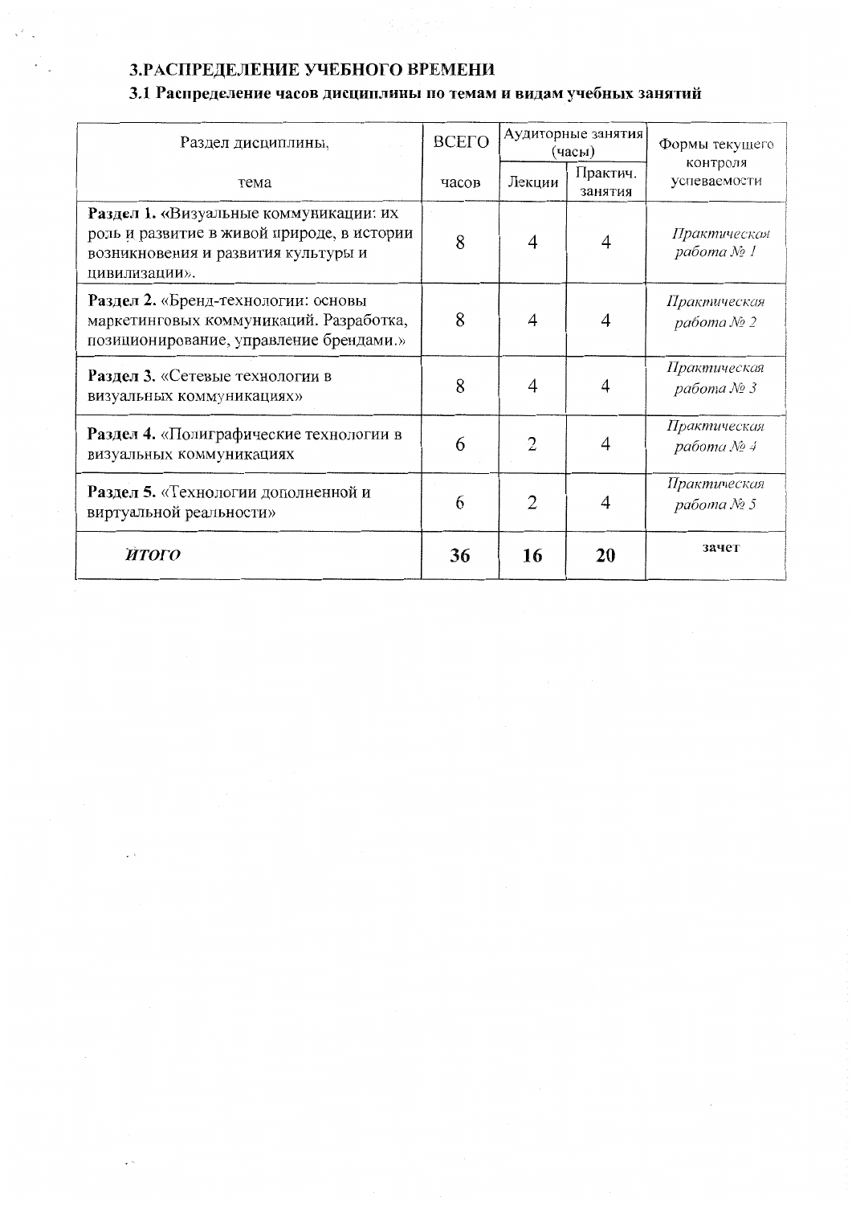# 3.РАСПРЕДЕЛЕНИЕ УЧЕБНОГО ВРЕМЕНИ

## 3.1 Распределение часов дисциплины по темам и видам учебных занятий

| Раздел дисциплины, тема | ВСЕГО часов | Аудиторные занятия (часы) | | Формы текущего контроля успеваемости |
|---|---|---|---|---|
| | | Лекции | Практич. занятия | |
| **Раздел 1.** «Визуальные коммуникации: их роль и развитие в живой природе, в истории возникновения и развития культуры и цивилизации». | 8 | 4 | 4 | *Практическая работа № 1* |
| **Раздел 2.** «Бренд-технологии: основы маркетинговых коммуникаций. Разработка, позиционирование, управление брендами.» | 8 | 4 | 4 | *Практическая работа № 2* |
| **Раздел 3.** «Сетевые технологии в визуальных коммуникациях» | 8 | 4 | 4 | *Практическая работа № 3* |
| **Раздел 4.** «Полиграфические технологии в визуальных коммуникациях | 6 | 2 | 4 | *Практическая работа № 4* |
| **Раздел 5.** «Технологии дополненной и виртуальной реальности» | 6 | 2 | 4 | *Практическая работа № 5* |
| ***ИТОГО*** | **36** | **16** | **20** | зачет |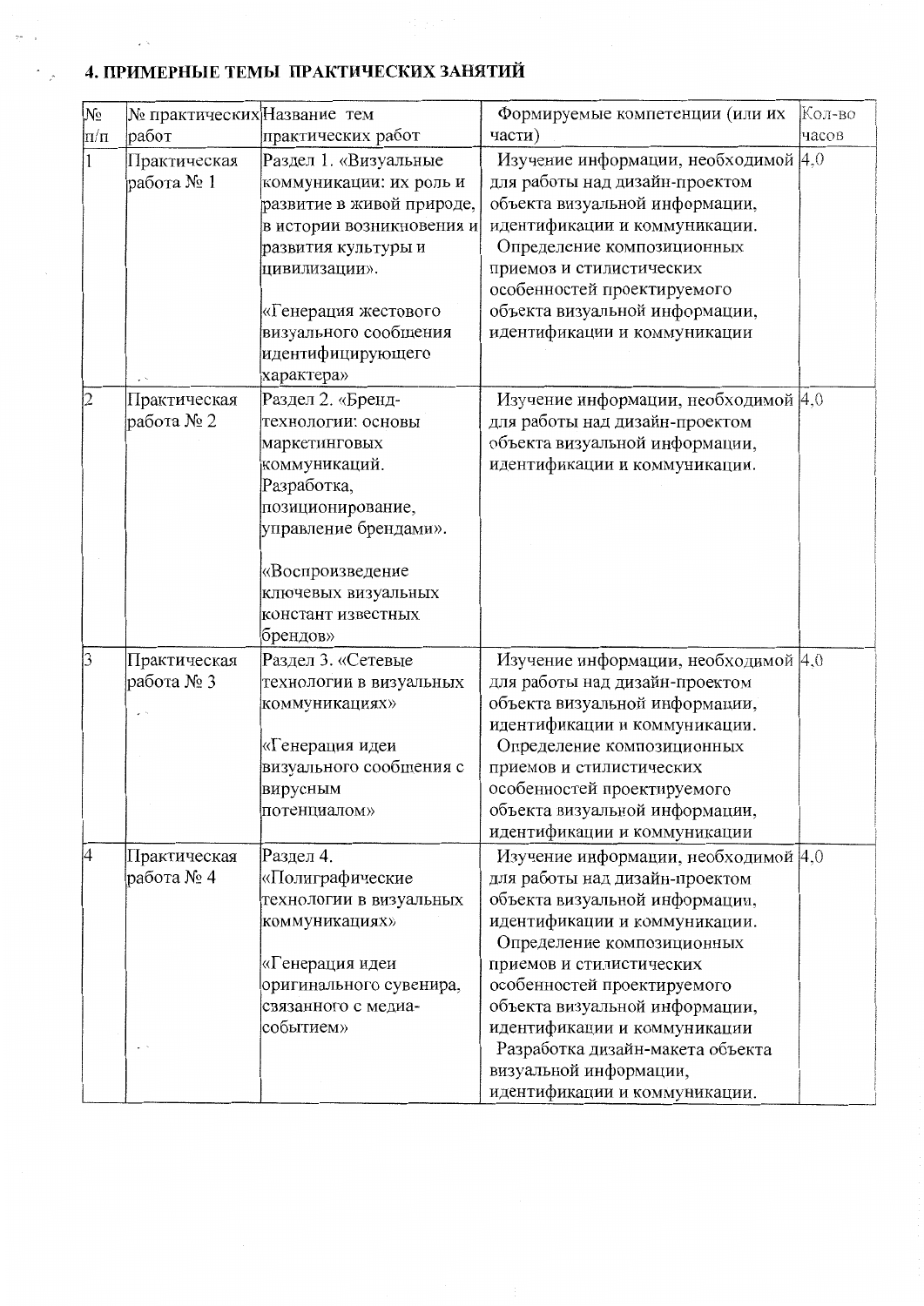## 4. ПРИМЕРНЫЕ ТЕМЫ ПРАКТИЧЕСКИХ ЗАНЯТИЙ

| № п/п | № практических работ | Название тем практических работ | Формируемые компетенции (или их части) | Кол-во часов |
|---|---|---|---|---|
| 1 | Практическая работа № 1 | Раздел 1. «Визуальные коммуникации: их роль и развитие в живой природе, в истории возникновения и развития культуры и цивилизации».<br><br>«Генерация жестового визуального сообщения идентифицирующего характера» | Изучение информации, необходимой для работы над дизайн-проектом объекта визуальной информации, идентификации и коммуникации.<br>Определение композиционных приемов и стилистических особенностей проектируемого объекта визуальной информации, идентификации и коммуникации | 4,0 |
| 2 | Практическая работа № 2 | Раздел 2. «Бренд-технологии: основы маркетинговых коммуникаций. Разработка, позиционирование, управление брендами».<br><br>«Воспроизведение ключевых визуальных констант известных брендов» | Изучение информации, необходимой для работы над дизайн-проектом объекта визуальной информации, идентификации и коммуникации. | 4,0 |
| 3 | Практическая работа № 3 | Раздел 3. «Сетевые технологии в визуальных коммуникациях»<br><br>«Генерация идеи визуального сообщения с вирусным потенциалом» | Изучение информации, необходимой для работы над дизайн-проектом объекта визуальной информации, идентификации и коммуникации.<br>Определение композиционных приемов и стилистических особенностей проектируемого объекта визуальной информации, идентификации и коммуникации | 4,0 |
| 4 | Практическая работа № 4 | Раздел 4. «Полиграфические технологии в визуальных коммуникациях»<br><br>«Генерация идеи оригинального сувенира, связанного с медиа-событием» | Изучение информации, необходимой для работы над дизайн-проектом объекта визуальной информации, идентификации и коммуникации.<br>Определение композиционных приемов и стилистических особенностей проектируемого объекта визуальной информации, идентификации и коммуникации<br>Разработка дизайн-макета объекта визуальной информации, идентификации и коммуникации. | 4,0 |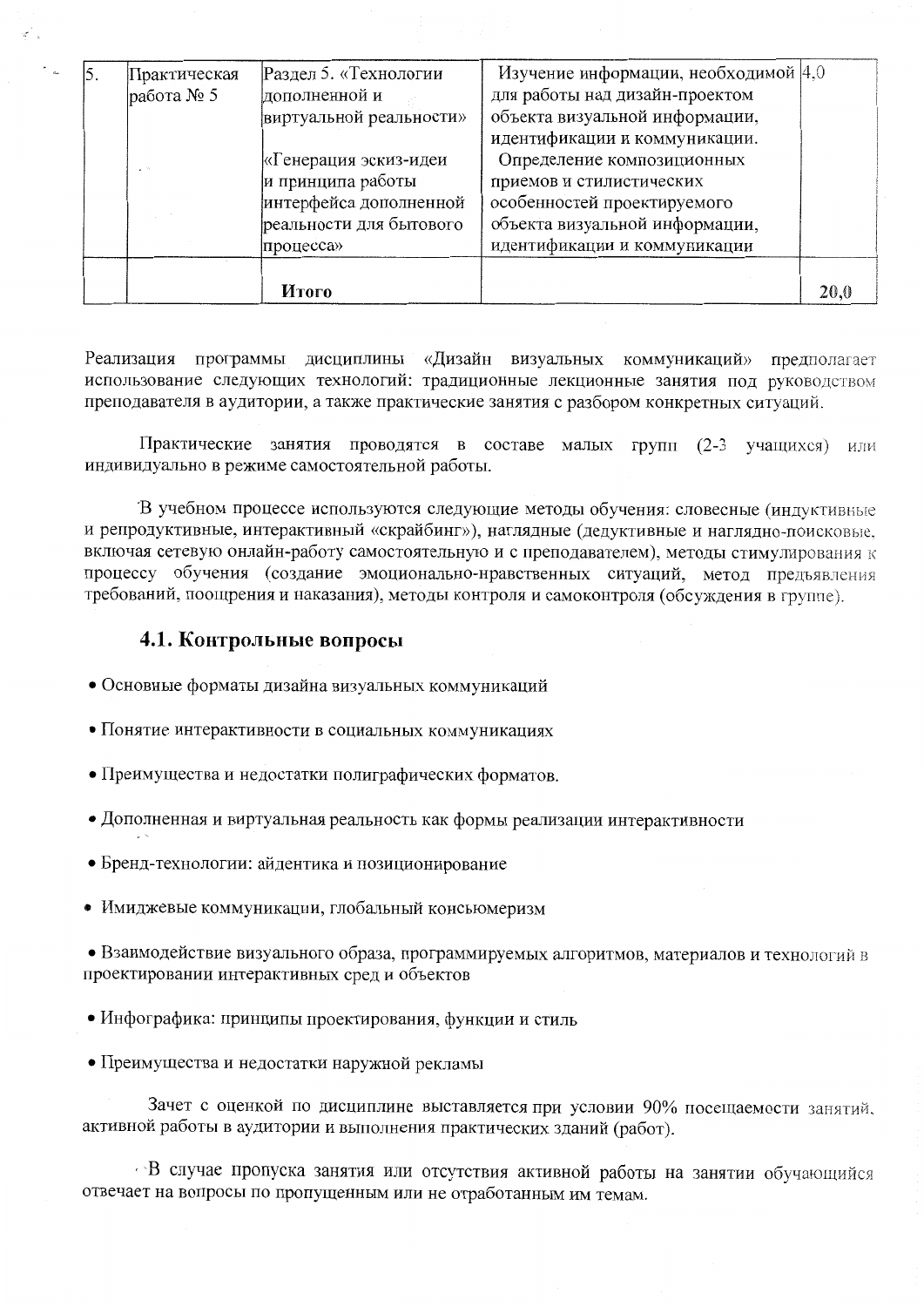| 5. | Практическая работа № 5 | Раздел 5. «Технологии дополненной и виртуальной реальности»<br><br>«Генерация эскиз-идеи и принципа работы интерфейса дополненной реальности для бытового процесса» | Изучение информации, необходимой для работы над дизайн-проектом объекта визуальной информации, идентификации и коммуникации.<br>Определение композиционных приемов и стилистических особенностей проектируемого объекта визуальной информации, идентификации и коммуникации | 4,0 |
|---|---|---|---|---|
| | | **Итого** | | **20,0** |

Реализация программы дисциплины «Дизайн визуальных коммуникаций» предполагает использование следующих технологий: традиционные лекционные занятия под руководством преподавателя в аудитории, а также практические занятия с разбором конкретных ситуаций.

Практические занятия проводятся в составе малых групп (2-3 учащихся) или индивидуально в режиме самостоятельной работы.

В учебном процессе используются следующие методы обучения: словесные (индуктивные и репродуктивные, интерактивный «скрайбинг»), наглядные (дедуктивные и наглядно-поисковые, включая сетевую онлайн-работу самостоятельную и с преподавателем), методы стимулирования к процессу обучения (создание эмоционально-нравственных ситуаций, метод предъявления требований, поощрения и наказания), методы контроля и самоконтроля (обсуждения в группе).

## 4.1. Контрольные вопросы

- Основные форматы дизайна визуальных коммуникаций
- Понятие интерактивности в социальных коммуникациях
- Преимущества и недостатки полиграфических форматов.
- Дополненная и виртуальная реальность как формы реализации интерактивности
- Бренд-технологии: айдентика и позиционирование
- Имиджевые коммуникации, глобальный консьюмеризм
- Взаимодействие визуального образа, программируемых алгоритмов, материалов и технологий в проектировании интерактивных сред и объектов
- Инфографика: принципы проектирования, функции и стиль
- Преимущества и недостатки наружной рекламы

Зачет с оценкой по дисциплине выставляется при условии 90% посещаемости занятий, активной работы в аудитории и выполнения практических зданий (работ).

В случае пропуска занятия или отсутствия активной работы на занятии обучающийся отвечает на вопросы по пропущенным или не отработанным им темам.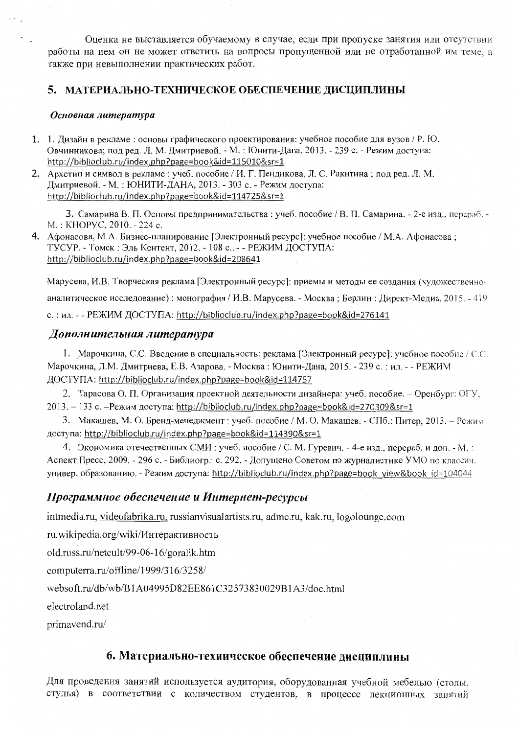Оценка не выставляется обучаемому в случае, если при пропуске занятия или отсутствии работы на нем он не может ответить на вопросы пропущенной или не отработанной им теме, а также при невыполнении практических работ.

## 5. МАТЕРИАЛЬНО-ТЕХНИЧЕСКОЕ ОБЕСПЕЧЕНИЕ ДИСЦИПЛИНЫ

### *Основная литература*

1. 1. Дизайн в рекламе : основы графического проектирования: учебное пособие для вузов / Р. Ю. Овчинникова; под ред. Л. М. Дмитриевой. - М. : Юнити-Дана, 2013. - 239 с. - Режим доступа: http://biblioclub.ru/index.php?page=book&id=115010&sr=1
2. Архетип и символ в рекламе : учеб. пособие / И. Г. Пендикова, Л. С. Ракитина ; под ред. Л. М. Дмитриевой. - М. : ЮНИТИ-ДАНА, 2013. - 303 с. - Режим доступа: http://biblioclub.ru/index.php?page=book&id=114725&sr=1
3. Самарина В. П. Основы предпринимательства : учеб. пособие / В. П. Самарина. - 2-е изд., перераб. - М. : КНОРУС, 2010. - 224 с.
4. Афонасова, М.А. Бизнес-планирование [Электронный ресурс]: учебное пособие / М.А. Афонасова ; ТУСУР. - Томск : Эль Контент, 2012. - 108 с.. - - РЕЖИМ ДОСТУПА: http://biblioclub.ru/index.php?page=book&id=208641

Марусева, И.В. Творческая реклама [Электронный ресурс]: приемы и методы ее создания (художественно-аналитическое исследование) : монография / И.В. Марусева. - Москва ; Берлин : Директ-Медиа, 2015. - 419 с. : ил. - - РЕЖИМ ДОСТУПА: http://biblioclub.ru/index.php?page=book&id=276141

### *Дополнительная литература*

1. Марочкина, С.С. Введение в специальность: реклама [Электронный ресурс]: учебное пособие / С.С. Марочкина, Л.М. Дмитриева, Е.В. Азарова. - Москва : Юнити-Дана, 2015. - 239 с. : ил. - - РЕЖИМ ДОСТУПА: http://biblioclub.ru/index.php?page=book&id=114757
2. Тарасова О. П. Организация проектной деятельности дизайнера: учеб. пособие. – Оренбург: ОГУ, 2013. – 133 с. –Режим доступа: http://biblioclub.ru/index.php?page=book&id=270309&sr=1
3. Макашев, М. О. Бренд-менеджмент : учеб. пособие / М. О. Макашев. - СПб.: Питер, 2013. – Режим доступа: http://biblioclub.ru/index.php?page=book&id=114390&sr=1
4. Экономика отечественных СМИ : учеб. пособие / С. М. Гуревич. - 4-е изд., перераб. и доп. - М. : Аспект Пресс, 2009. - 296 с. - Библиогр.: с. 292. - Допущено Советом по журналистике УМО по классич. универ. образованию. - Режим доступа: http://biblioclub.ru/index.php?page=book_view&book_id=104044

### *Программное обеспечение и Интернет-ресурсы*

intmedia.ru, videofabrika.ru, russianvisualartists.ru, adme.ru, kak.ru, logolounge.com

ru.wikipedia.org/wiki/Интерактивность

old.russ.ru/netcult/99-06-16/goralik.htm

computerra.ru/offline/1999/316/3258/

websoft.ru/db/wb/B1A04995D82EE861C32573830029B1A3/doc.html

electroland.net

primavend.ru/

## 6. Материально-техническое обеспечение дисциплины

Для проведения занятий используется аудитория, оборудованная учебной мебелью (столы, стулья) в соответствии с количеством студентов, в процессе лекционных занятий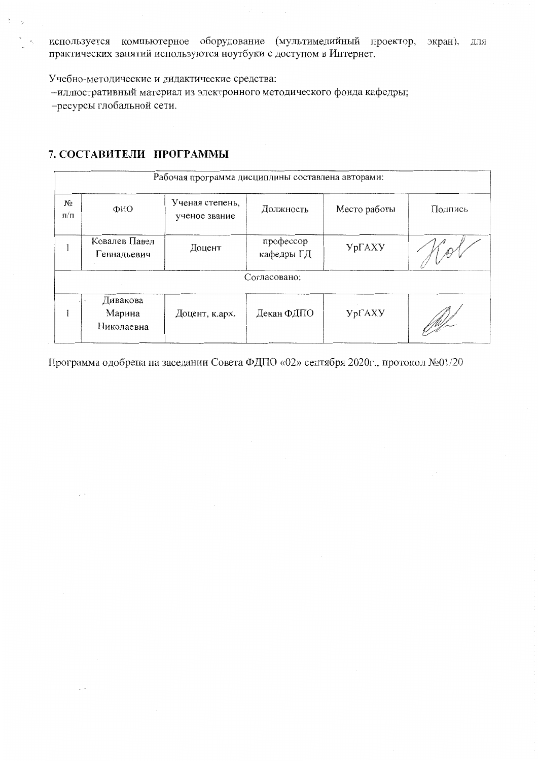используется компьютерное оборудование (мультимедийный проектор, экран), для практических занятий используются ноутбуки с доступом в Интернет.

Учебно-методические и дидактические средства:

–иллюстративный материал из электронного методического фонда кафедры;

–ресурсы глобальной сети.

## 7. СОСТАВИТЕЛИ ПРОГРАММЫ

| Рабочая программа дисциплины составлена авторами: | | | | | |
|---|---|---|---|---|---|
| № п/п | ФИО | Ученая степень, ученое звание | Должность | Место работы | Подпись |
| 1 | Ковалев Павел Геннадьевич | Доцент | профессор кафедры ГД | УрГАХУ | |
| Согласовано: | | | | | |
| 1 | Дивакова Марина Николаевна | Доцент, к.арх. | Декан ФДПО | УрГАХУ | |

Программа одобрена на заседании Совета ФДПО «02» сентября 2020г., протокол №01/20